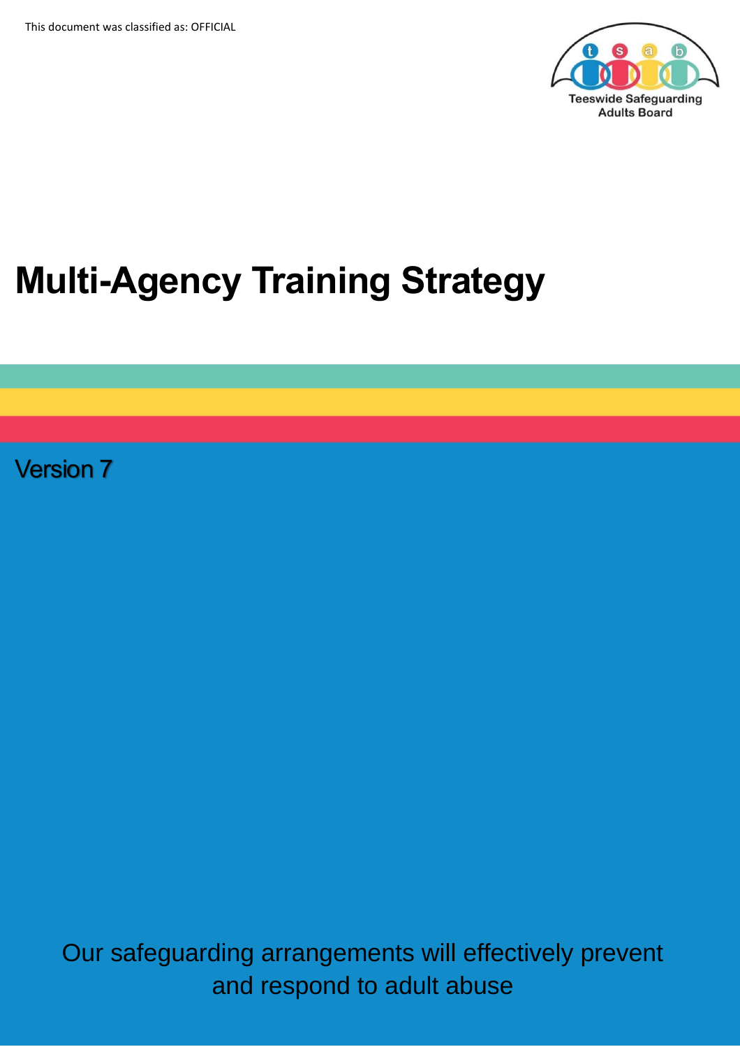This document was classified as: OFFICIAL

Teeswide Safeguarding Adults Board

# Multi-Agency Training Strategy

Version 7

Our safeguarding arrangements will effectively prevent and respond to adult abuse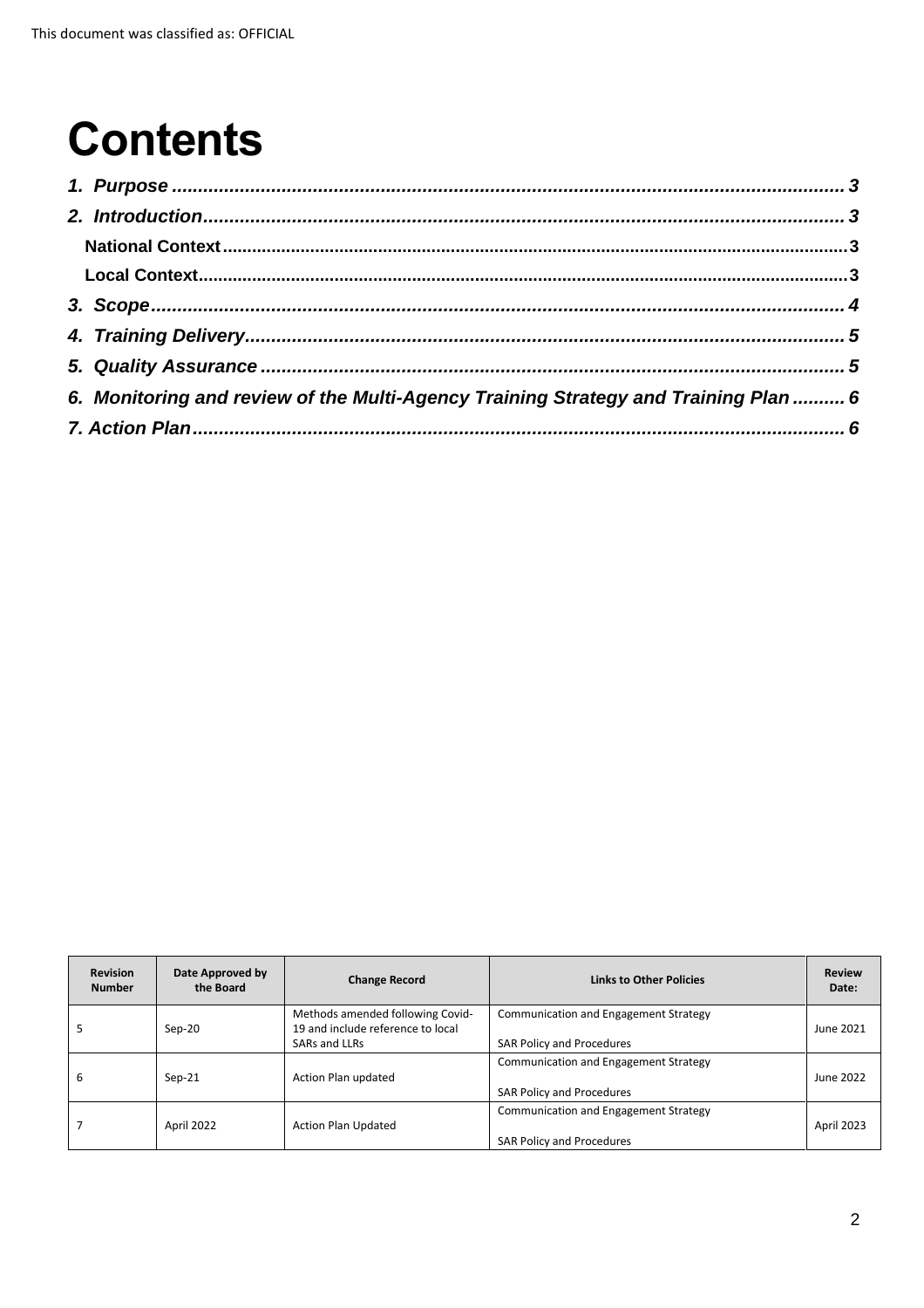This document was classified as: OFFICIAL

# Contents

*1. Purpose* ..... 3

*2. Introduction* ..... 3

**National Context** ..... 3

**Local Context** ..... 3

*3. Scope* ..... 4

*4. Training Delivery* ..... 5

*5. Quality Assurance* ..... 5

*6. Monitoring and review of the Multi-Agency Training Strategy and Training Plan* ..... 6

*7. Action Plan* ..... 6

| Revision Number | Date Approved by the Board | Change Record | Links to Other Policies | Review Date: |
|---|---|---|---|---|
| 5 | Sep-20 | Methods amended following Covid-19 and include reference to local SARs and LLRs | Communication and Engagement Strategy<br>SAR Policy and Procedures | June 2021 |
| 6 | Sep-21 | Action Plan updated | Communication and Engagement Strategy<br>SAR Policy and Procedures | June 2022 |
| 7 | April 2022 | Action Plan Updated | Communication and Engagement Strategy<br>SAR Policy and Procedures | April 2023 |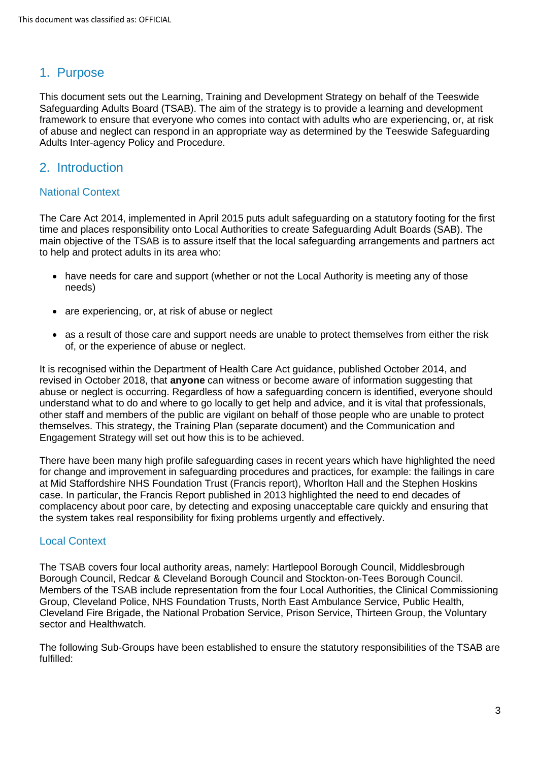## 1. Purpose

This document sets out the Learning, Training and Development Strategy on behalf of the Teeswide Safeguarding Adults Board (TSAB). The aim of the strategy is to provide a learning and development framework to ensure that everyone who comes into contact with adults who are experiencing, or, at risk of abuse and neglect can respond in an appropriate way as determined by the Teeswide Safeguarding Adults Inter-agency Policy and Procedure.

## 2. Introduction

### National Context

The Care Act 2014, implemented in April 2015 puts adult safeguarding on a statutory footing for the first time and places responsibility onto Local Authorities to create Safeguarding Adult Boards (SAB). The main objective of the TSAB is to assure itself that the local safeguarding arrangements and partners act to help and protect adults in its area who:

- have needs for care and support (whether or not the Local Authority is meeting any of those needs)
- are experiencing, or, at risk of abuse or neglect
- as a result of those care and support needs are unable to protect themselves from either the risk of, or the experience of abuse or neglect.

It is recognised within the Department of Health Care Act guidance, published October 2014, and revised in October 2018, that **anyone** can witness or become aware of information suggesting that abuse or neglect is occurring. Regardless of how a safeguarding concern is identified, everyone should understand what to do and where to go locally to get help and advice, and it is vital that professionals, other staff and members of the public are vigilant on behalf of those people who are unable to protect themselves. This strategy, the Training Plan (separate document) and the Communication and Engagement Strategy will set out how this is to be achieved.

There have been many high profile safeguarding cases in recent years which have highlighted the need for change and improvement in safeguarding procedures and practices, for example: the failings in care at Mid Staffordshire NHS Foundation Trust (Francis report), Whorlton Hall and the Stephen Hoskins case. In particular, the Francis Report published in 2013 highlighted the need to end decades of complacency about poor care, by detecting and exposing unacceptable care quickly and ensuring that the system takes real responsibility for fixing problems urgently and effectively.

### Local Context

The TSAB covers four local authority areas, namely: Hartlepool Borough Council, Middlesbrough Borough Council, Redcar & Cleveland Borough Council and Stockton-on-Tees Borough Council. Members of the TSAB include representation from the four Local Authorities, the Clinical Commissioning Group, Cleveland Police, NHS Foundation Trusts, North East Ambulance Service, Public Health, Cleveland Fire Brigade, the National Probation Service, Prison Service, Thirteen Group, the Voluntary sector and Healthwatch.

The following Sub-Groups have been established to ensure the statutory responsibilities of the TSAB are fulfilled: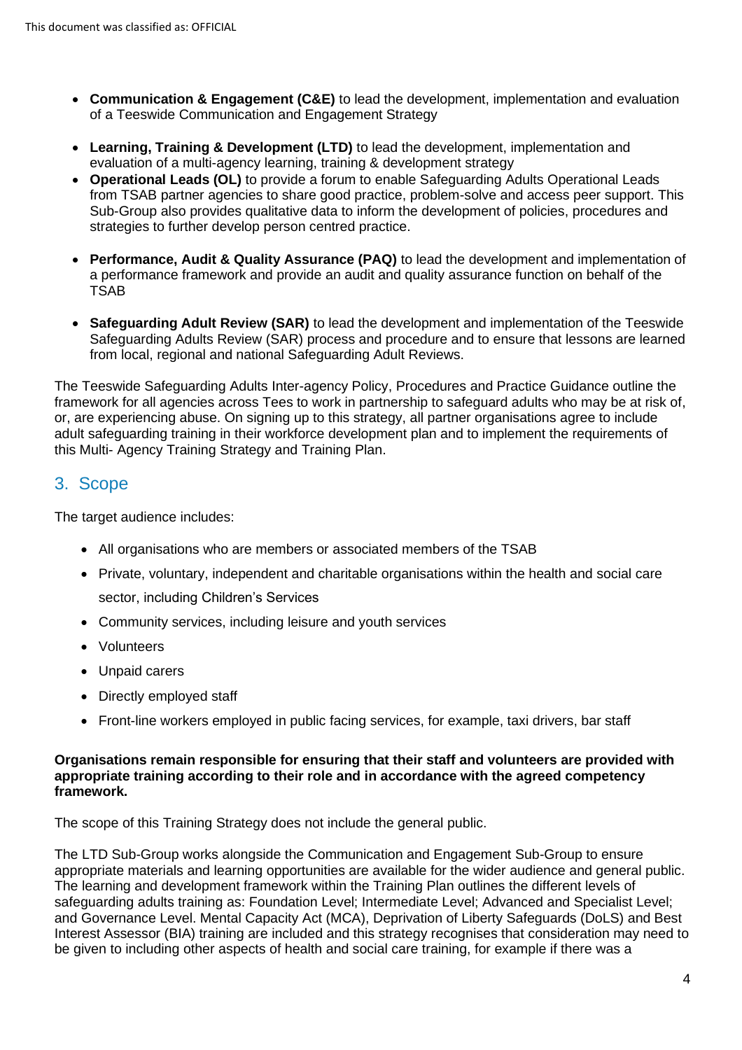- **Communication & Engagement (C&E)** to lead the development, implementation and evaluation of a Teeswide Communication and Engagement Strategy
- **Learning, Training & Development (LTD)** to lead the development, implementation and evaluation of a multi-agency learning, training & development strategy
- **Operational Leads (OL)** to provide a forum to enable Safeguarding Adults Operational Leads from TSAB partner agencies to share good practice, problem-solve and access peer support. This Sub-Group also provides qualitative data to inform the development of policies, procedures and strategies to further develop person centred practice.
- **Performance, Audit & Quality Assurance (PAQ)** to lead the development and implementation of a performance framework and provide an audit and quality assurance function on behalf of the TSAB
- **Safeguarding Adult Review (SAR)** to lead the development and implementation of the Teeswide Safeguarding Adults Review (SAR) process and procedure and to ensure that lessons are learned from local, regional and national Safeguarding Adult Reviews.

The Teeswide Safeguarding Adults Inter-agency Policy, Procedures and Practice Guidance outline the framework for all agencies across Tees to work in partnership to safeguard adults who may be at risk of, or, are experiencing abuse. On signing up to this strategy, all partner organisations agree to include adult safeguarding training in their workforce development plan and to implement the requirements of this Multi- Agency Training Strategy and Training Plan.

## 3. Scope

The target audience includes:

- All organisations who are members or associated members of the TSAB
- Private, voluntary, independent and charitable organisations within the health and social care sector, including Children's Services
- Community services, including leisure and youth services
- Volunteers
- Unpaid carers
- Directly employed staff
- Front-line workers employed in public facing services, for example, taxi drivers, bar staff

**Organisations remain responsible for ensuring that their staff and volunteers are provided with appropriate training according to their role and in accordance with the agreed competency framework.**

The scope of this Training Strategy does not include the general public.

The LTD Sub-Group works alongside the Communication and Engagement Sub-Group to ensure appropriate materials and learning opportunities are available for the wider audience and general public. The learning and development framework within the Training Plan outlines the different levels of safeguarding adults training as: Foundation Level; Intermediate Level; Advanced and Specialist Level; and Governance Level. Mental Capacity Act (MCA), Deprivation of Liberty Safeguards (DoLS) and Best Interest Assessor (BIA) training are included and this strategy recognises that consideration may need to be given to including other aspects of health and social care training, for example if there was a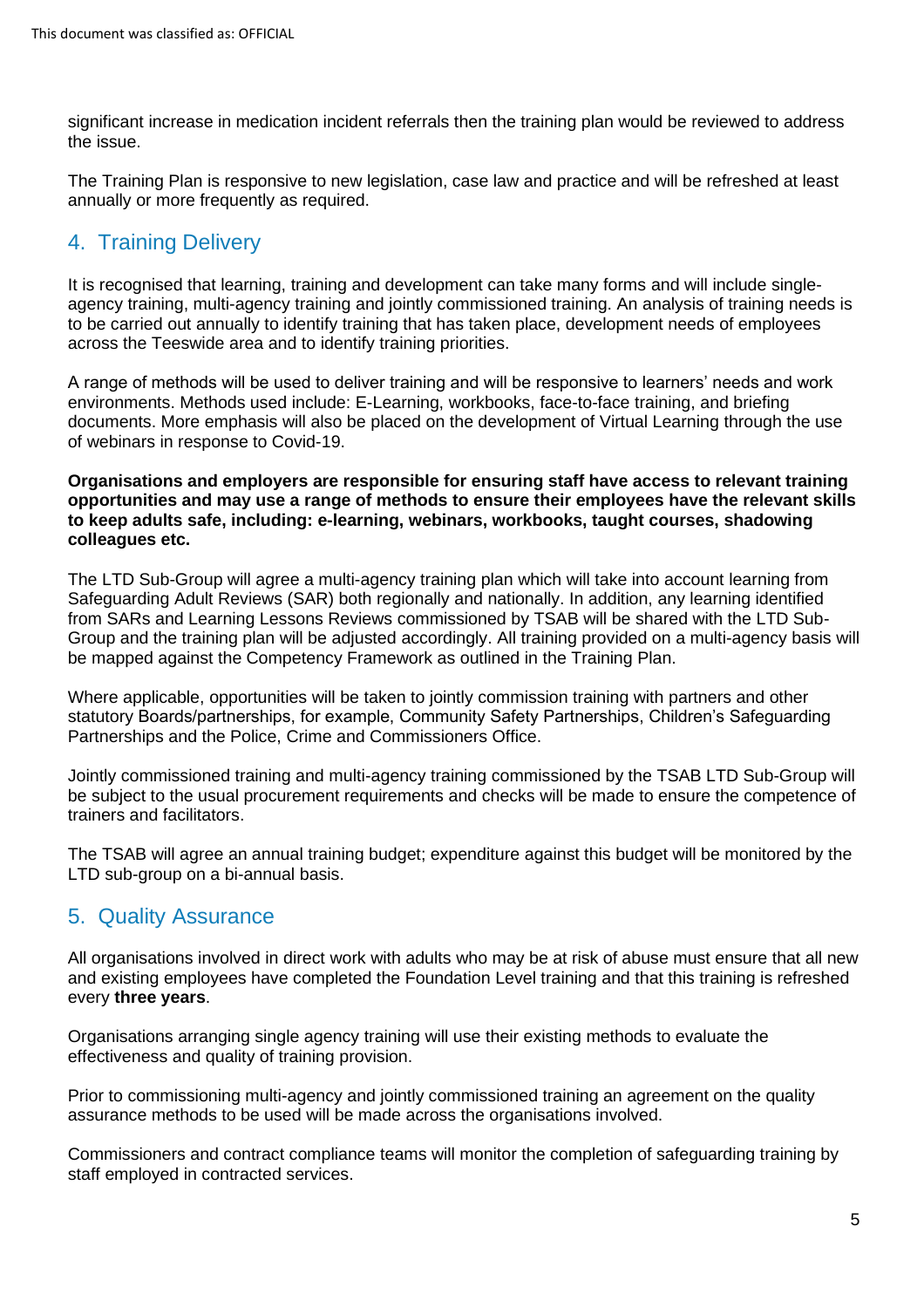significant increase in medication incident referrals then the training plan would be reviewed to address the issue.

The Training Plan is responsive to new legislation, case law and practice and will be refreshed at least annually or more frequently as required.

## 4. Training Delivery

It is recognised that learning, training and development can take many forms and will include single-agency training, multi-agency training and jointly commissioned training. An analysis of training needs is to be carried out annually to identify training that has taken place, development needs of employees across the Teeswide area and to identify training priorities.

A range of methods will be used to deliver training and will be responsive to learners' needs and work environments. Methods used include: E-Learning, workbooks, face-to-face training, and briefing documents. More emphasis will also be placed on the development of Virtual Learning through the use of webinars in response to Covid-19.

**Organisations and employers are responsible for ensuring staff have access to relevant training opportunities and may use a range of methods to ensure their employees have the relevant skills to keep adults safe, including: e-learning, webinars, workbooks, taught courses, shadowing colleagues etc.**

The LTD Sub-Group will agree a multi-agency training plan which will take into account learning from Safeguarding Adult Reviews (SAR) both regionally and nationally. In addition, any learning identified from SARs and Learning Lessons Reviews commissioned by TSAB will be shared with the LTD Sub-Group and the training plan will be adjusted accordingly. All training provided on a multi-agency basis will be mapped against the Competency Framework as outlined in the Training Plan.

Where applicable, opportunities will be taken to jointly commission training with partners and other statutory Boards/partnerships, for example, Community Safety Partnerships, Children's Safeguarding Partnerships and the Police, Crime and Commissioners Office.

Jointly commissioned training and multi-agency training commissioned by the TSAB LTD Sub-Group will be subject to the usual procurement requirements and checks will be made to ensure the competence of trainers and facilitators.

The TSAB will agree an annual training budget; expenditure against this budget will be monitored by the LTD sub-group on a bi-annual basis.

## 5. Quality Assurance

All organisations involved in direct work with adults who may be at risk of abuse must ensure that all new and existing employees have completed the Foundation Level training and that this training is refreshed every **three years**.

Organisations arranging single agency training will use their existing methods to evaluate the effectiveness and quality of training provision.

Prior to commissioning multi-agency and jointly commissioned training an agreement on the quality assurance methods to be used will be made across the organisations involved.

Commissioners and contract compliance teams will monitor the completion of safeguarding training by staff employed in contracted services.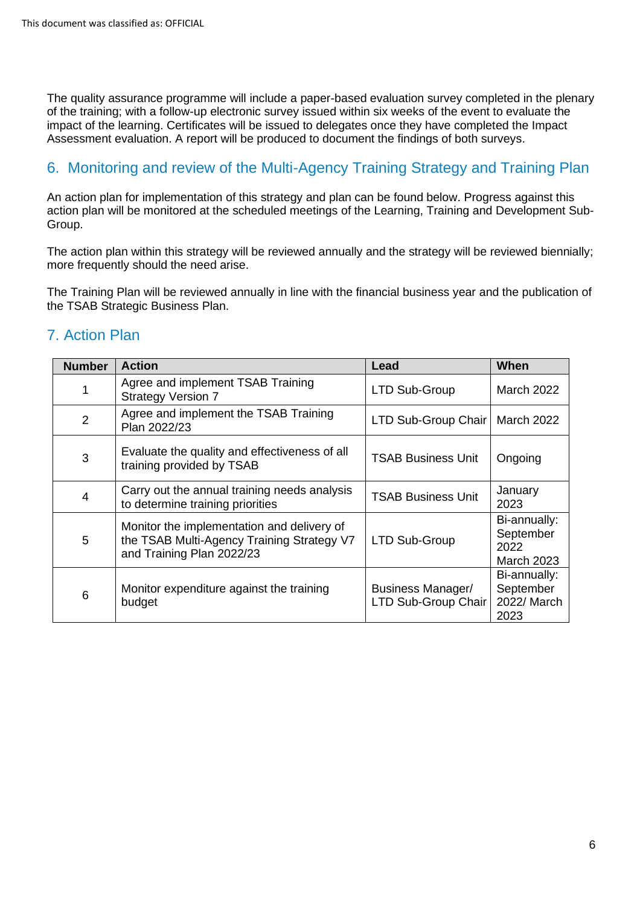The quality assurance programme will include a paper-based evaluation survey completed in the plenary of the training; with a follow-up electronic survey issued within six weeks of the event to evaluate the impact of the learning. Certificates will be issued to delegates once they have completed the Impact Assessment evaluation. A report will be produced to document the findings of both surveys.

## 6. Monitoring and review of the Multi-Agency Training Strategy and Training Plan

An action plan for implementation of this strategy and plan can be found below. Progress against this action plan will be monitored at the scheduled meetings of the Learning, Training and Development Sub-Group.

The action plan within this strategy will be reviewed annually and the strategy will be reviewed biennially; more frequently should the need arise.

The Training Plan will be reviewed annually in line with the financial business year and the publication of the TSAB Strategic Business Plan.

## 7. Action Plan

| Number | Action | Lead | When |
|---|---|---|---|
| 1 | Agree and implement TSAB Training Strategy Version 7 | LTD Sub-Group | March 2022 |
| 2 | Agree and implement the TSAB Training Plan 2022/23 | LTD Sub-Group Chair | March 2022 |
| 3 | Evaluate the quality and effectiveness of all training provided by TSAB | TSAB Business Unit | Ongoing |
| 4 | Carry out the annual training needs analysis to determine training priorities | TSAB Business Unit | January 2023 |
| 5 | Monitor the implementation and delivery of the TSAB Multi-Agency Training Strategy V7 and Training Plan 2022/23 | LTD Sub-Group | Bi-annually: September 2022 March 2023 |
| 6 | Monitor expenditure against the training budget | Business Manager/ LTD Sub-Group Chair | Bi-annually: September 2022/ March 2023 |